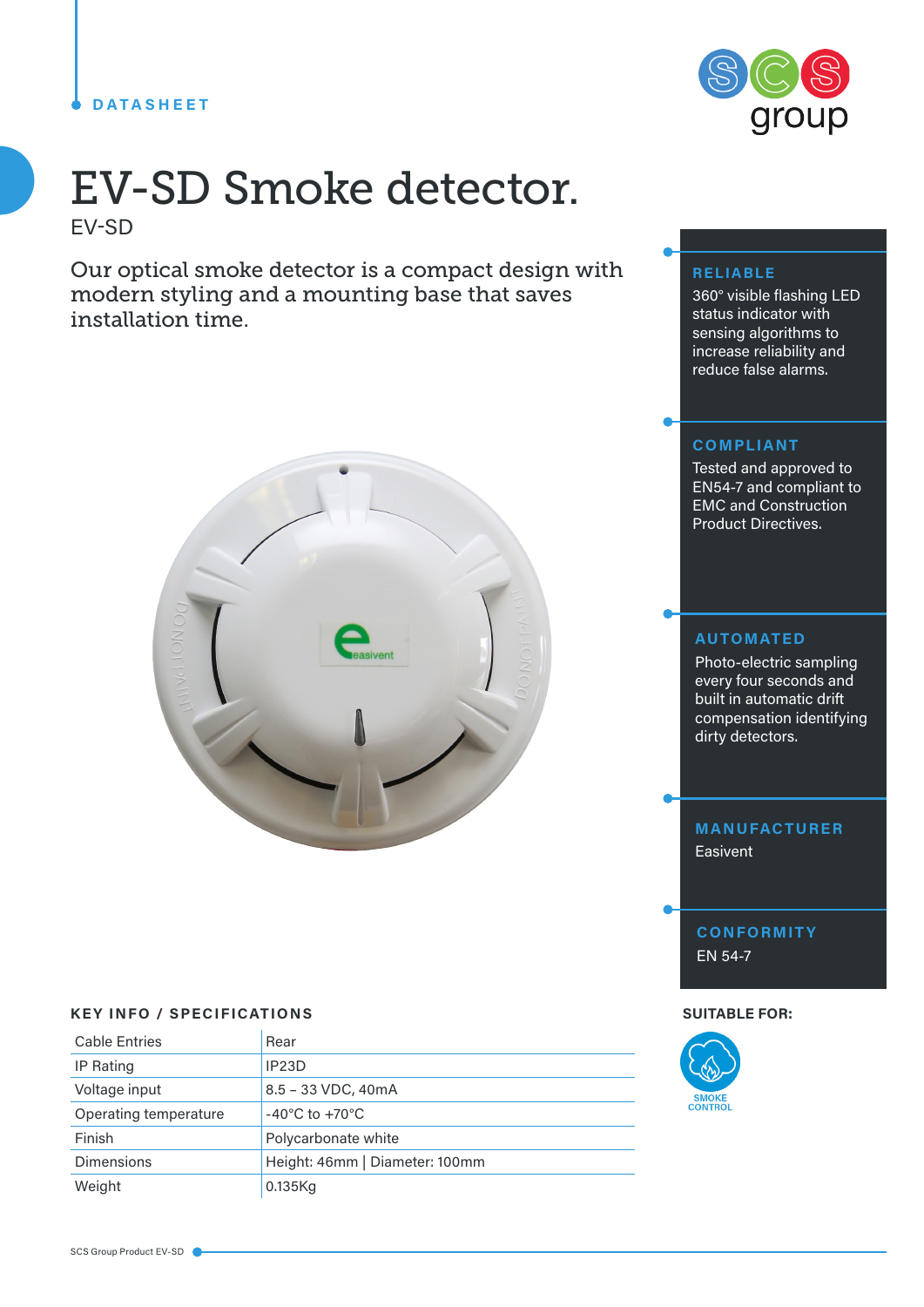DATASHEET

# EV-SD Smoke detector.

EV-SD

Our optical smoke detector is a compact design with modern styling and a mounting base that saves installation time.

### RELIABLE

360° visible flashing LED status indicator with sensing algorithms to increase reliability and reduce false alarms.

### COMPLIANT

Tested and approved to EN54-7 and compliant to EMC and Construction Product Directives.

### AUTOMATED

Photo-electric sampling every four seconds and built in automatic drift compensation identifying dirty detectors.

### MANUFACTURER

Easivent

### CONFORMITY

EN 54-7

## KEY INFO / SPECIFICATIONS

| | |
|---|---|
| Cable Entries | Rear |
| IP Rating | IP23D |
| Voltage input | 8.5 – 33 VDC, 40mA |
| Operating temperature | -40°C to +70°C |
| Finish | Polycarbonate white |
| Dimensions | Height: 46mm \| Diameter: 100mm |
| Weight | 0.135Kg |

**SUITABLE FOR:**

SMOKE CONTROL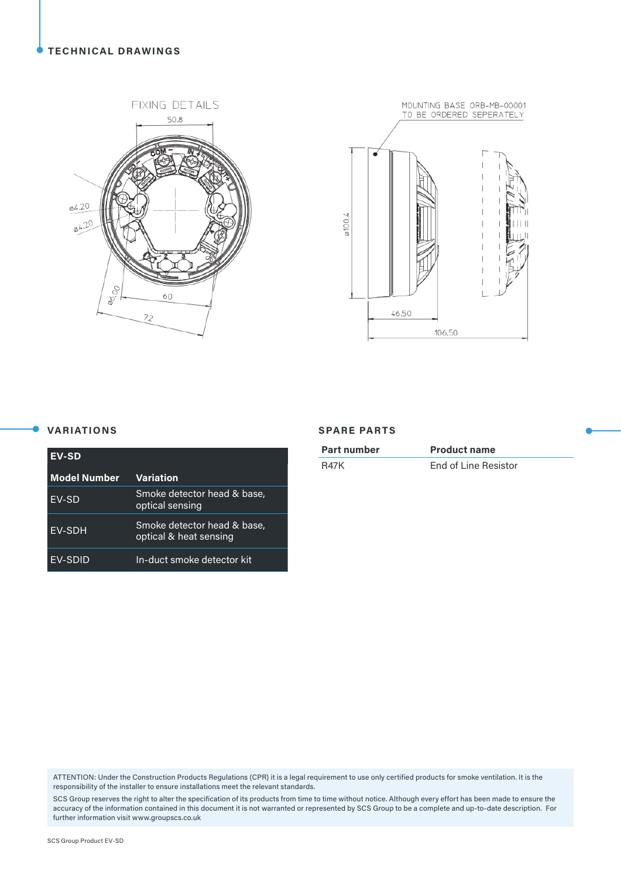## TECHNICAL DRAWINGS

FIXING DETAILS

50.8

COM – IN + OUT +

ø4.20

ø4.20

ø6.00

60

72

MOUNTING BASE ORB-MB-00001
TO BE ORDERED SEPERATELY

ø100.4

46.50

106.50

## VARIATIONS

| EV-SD | |
|---|---|
| **Model Number** | **Variation** |
| EV-SD | Smoke detector head & base, optical sensing |
| EV-SDH | Smoke detector head & base, optical & heat sensing |
| EV-SDID | In-duct smoke detector kit |

## SPARE PARTS

| Part number | Product name |
|---|---|
| R47K | End of Line Resistor |

ATTENTION: Under the Construction Products Regulations (CPR) it is a legal requirement to use only certified products for smoke ventilation. It is the responsibility of the installer to ensure installations meet the relevant standards.

SCS Group reserves the right to alter the specification of its products from time to time without notice. Although every effort has been made to ensure the accuracy of the information contained in this document it is not warranted or represented by SCS Group to be a complete and up-to-date description. For further information visit www.groupscs.co.uk

SCS Group Product EV-SD